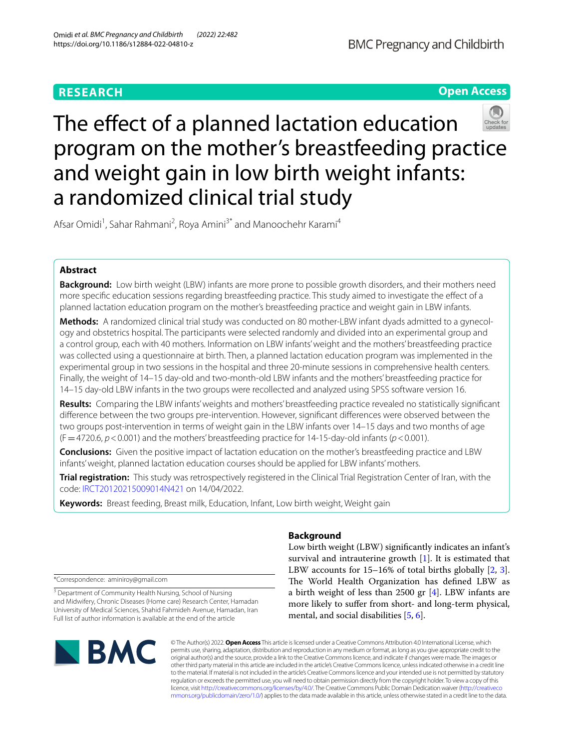RESEARCH

Open Access

# The effect of a planned lactation education program on the mother's breastfeeding practice and weight gain in low birth weight infants: a randomized clinical trial study

Afsar Omidi[1], Sahar Rahmani[2], Roya Amini[3*] and Manoochehr Karami[4]

## Abstract

**Background:** Low birth weight (LBW) infants are more prone to possible growth disorders, and their mothers need more specific education sessions regarding breastfeeding practice. This study aimed to investigate the effect of a planned lactation education program on the mother's breastfeeding practice and weight gain in LBW infants.

**Methods:** A randomized clinical trial study was conducted on 80 mother-LBW infant dyads admitted to a gynecology and obstetrics hospital. The participants were selected randomly and divided into an experimental group and a control group, each with 40 mothers. Information on LBW infants' weight and the mothers' breastfeeding practice was collected using a questionnaire at birth. Then, a planned lactation education program was implemented in the experimental group in two sessions in the hospital and three 20-minute sessions in comprehensive health centers. Finally, the weight of 14–15 day-old and two-month-old LBW infants and the mothers' breastfeeding practice for 14–15 day-old LBW infants in the two groups were recollected and analyzed using SPSS software version 16.

**Results:** Comparing the LBW infants' weights and mothers' breastfeeding practice revealed no statistically significant difference between the two groups pre-intervention. However, significant differences were observed between the two groups post-intervention in terms of weight gain in the LBW infants over 14–15 days and two months of age ($F = 4720.6$, $p < 0.001$) and the mothers' breastfeeding practice for 14-15-day-old infants ($p < 0.001$).

**Conclusions:** Given the positive impact of lactation education on the mother's breastfeeding practice and LBW infants' weight, planned lactation education courses should be applied for LBW infants' mothers.

**Trial registration:** This study was retrospectively registered in the Clinical Trial Registration Center of Iran, with the code: IRCT20120215009014N421 on 14/04/2022.

**Keywords:** Breast feeding, Breast milk, Education, Infant, Low birth weight, Weight gain

## Background

Low birth weight (LBW) significantly indicates an infant's survival and intrauterine growth [1]. It is estimated that LBW accounts for 15–16% of total births globally [2, 3]. The World Health Organization has defined LBW as a birth weight of less than 2500 gr [4]. LBW infants are more likely to suffer from short- and long-term physical, mental, and social disabilities [5, 6].

*Correspondence: aminiroy@gmail.com

[3] Department of Community Health Nursing, School of Nursing and Midwifery, Chronic Diseases (Home care) Research Center, Hamadan University of Medical Sciences, Shahid Fahmideh Avenue, Hamadan, Iran
Full list of author information is available at the end of the article

© The Author(s) 2022. **Open Access** This article is licensed under a Creative Commons Attribution 4.0 International License, which permits use, sharing, adaptation, distribution and reproduction in any medium or format, as long as you give appropriate credit to the original author(s) and the source, provide a link to the Creative Commons licence, and indicate if changes were made. The images or other third party material in this article are included in the article's Creative Commons licence, unless indicated otherwise in a credit line to the material. If material is not included in the article's Creative Commons licence and your intended use is not permitted by statutory regulation or exceeds the permitted use, you will need to obtain permission directly from the copyright holder. To view a copy of this licence, visit http://creativecommons.org/licenses/by/4.0/. The Creative Commons Public Domain Dedication waiver (http://creativecommons.org/publicdomain/zero/1.0/) applies to the data made available in this article, unless otherwise stated in a credit line to the data.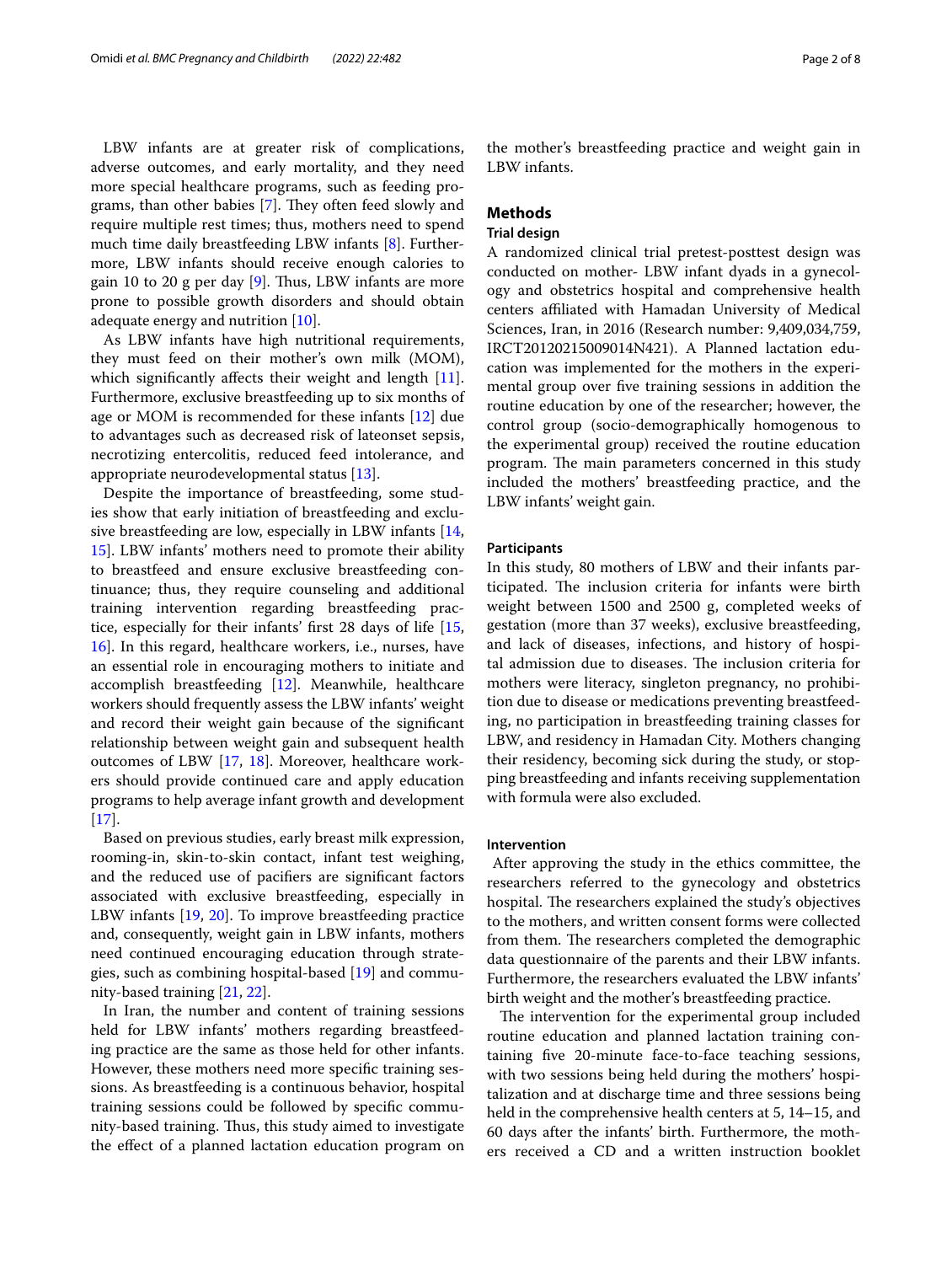LBW infants are at greater risk of complications, adverse outcomes, and early mortality, and they need more special healthcare programs, such as feeding programs, than other babies [7]. They often feed slowly and require multiple rest times; thus, mothers need to spend much time daily breastfeeding LBW infants [8]. Furthermore, LBW infants should receive enough calories to gain 10 to 20 g per day [9]. Thus, LBW infants are more prone to possible growth disorders and should obtain adequate energy and nutrition [10].

As LBW infants have high nutritional requirements, they must feed on their mother's own milk (MOM), which significantly affects their weight and length [11]. Furthermore, exclusive breastfeeding up to six months of age or MOM is recommended for these infants [12] due to advantages such as decreased risk of lateonset sepsis, necrotizing entercolitis, reduced feed intolerance, and appropriate neurodevelopmental status [13].

Despite the importance of breastfeeding, some studies show that early initiation of breastfeeding and exclusive breastfeeding are low, especially in LBW infants [14, 15]. LBW infants' mothers need to promote their ability to breastfeed and ensure exclusive breastfeeding continuance; thus, they require counseling and additional training intervention regarding breastfeeding practice, especially for their infants' first 28 days of life [15, 16]. In this regard, healthcare workers, i.e., nurses, have an essential role in encouraging mothers to initiate and accomplish breastfeeding [12]. Meanwhile, healthcare workers should frequently assess the LBW infants' weight and record their weight gain because of the significant relationship between weight gain and subsequent health outcomes of LBW [17, 18]. Moreover, healthcare workers should provide continued care and apply education programs to help average infant growth and development [17].

Based on previous studies, early breast milk expression, rooming-in, skin-to-skin contact, infant test weighing, and the reduced use of pacifiers are significant factors associated with exclusive breastfeeding, especially in LBW infants [19, 20]. To improve breastfeeding practice and, consequently, weight gain in LBW infants, mothers need continued encouraging education through strategies, such as combining hospital-based [19] and community-based training [21, 22].

In Iran, the number and content of training sessions held for LBW infants' mothers regarding breastfeeding practice are the same as those held for other infants. However, these mothers need more specific training sessions. As breastfeeding is a continuous behavior, hospital training sessions could be followed by specific community-based training. Thus, this study aimed to investigate the effect of a planned lactation education program on the mother's breastfeeding practice and weight gain in LBW infants.

## Methods

### Trial design

A randomized clinical trial pretest-posttest design was conducted on mother- LBW infant dyads in a gynecology and obstetrics hospital and comprehensive health centers affiliated with Hamadan University of Medical Sciences, Iran, in 2016 (Research number: 9,409,034,759, IRCT20120215009014N421). A Planned lactation education was implemented for the mothers in the experimental group over five training sessions in addition the routine education by one of the researcher; however, the control group (socio-demographically homogenous to the experimental group) received the routine education program. The main parameters concerned in this study included the mothers' breastfeeding practice, and the LBW infants' weight gain.

### Participants

In this study, 80 mothers of LBW and their infants participated. The inclusion criteria for infants were birth weight between 1500 and 2500 g, completed weeks of gestation (more than 37 weeks), exclusive breastfeeding, and lack of diseases, infections, and history of hospital admission due to diseases. The inclusion criteria for mothers were literacy, singleton pregnancy, no prohibition due to disease or medications preventing breastfeeding, no participation in breastfeeding training classes for LBW, and residency in Hamadan City. Mothers changing their residency, becoming sick during the study, or stopping breastfeeding and infants receiving supplementation with formula were also excluded.

### Intervention

After approving the study in the ethics committee, the researchers referred to the gynecology and obstetrics hospital. The researchers explained the study's objectives to the mothers, and written consent forms were collected from them. The researchers completed the demographic data questionnaire of the parents and their LBW infants. Furthermore, the researchers evaluated the LBW infants' birth weight and the mother's breastfeeding practice.

The intervention for the experimental group included routine education and planned lactation training containing five 20-minute face-to-face teaching sessions, with two sessions being held during the mothers' hospitalization and at discharge time and three sessions being held in the comprehensive health centers at 5, 14–15, and 60 days after the infants' birth. Furthermore, the mothers received a CD and a written instruction booklet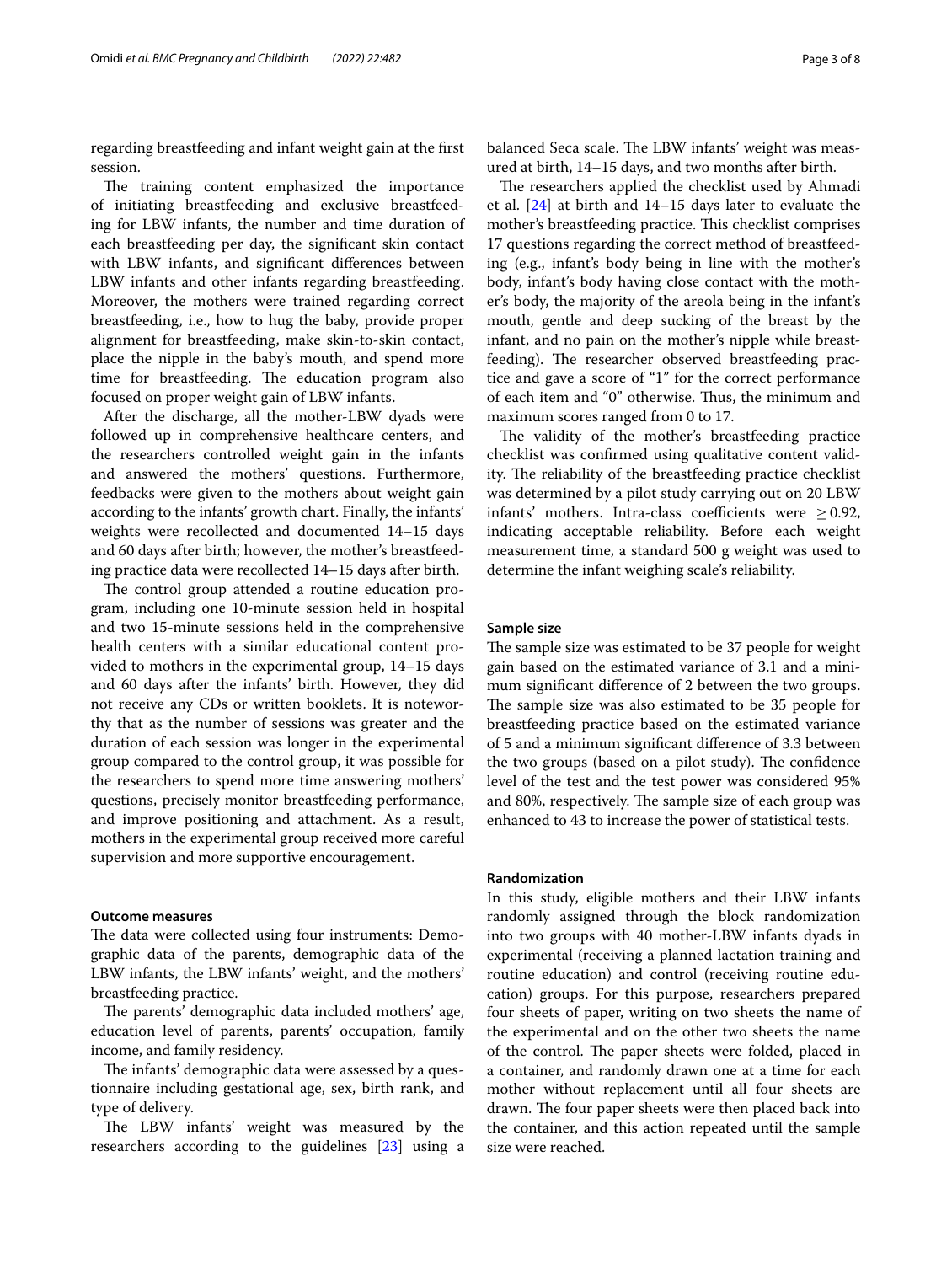regarding breastfeeding and infant weight gain at the first session.

The training content emphasized the importance of initiating breastfeeding and exclusive breastfeeding for LBW infants, the number and time duration of each breastfeeding per day, the significant skin contact with LBW infants, and significant differences between LBW infants and other infants regarding breastfeeding. Moreover, the mothers were trained regarding correct breastfeeding, i.e., how to hug the baby, provide proper alignment for breastfeeding, make skin-to-skin contact, place the nipple in the baby's mouth, and spend more time for breastfeeding. The education program also focused on proper weight gain of LBW infants.

After the discharge, all the mother-LBW dyads were followed up in comprehensive healthcare centers, and the researchers controlled weight gain in the infants and answered the mothers' questions. Furthermore, feedbacks were given to the mothers about weight gain according to the infants' growth chart. Finally, the infants' weights were recollected and documented 14–15 days and 60 days after birth; however, the mother's breastfeeding practice data were recollected 14–15 days after birth.

The control group attended a routine education program, including one 10-minute session held in hospital and two 15-minute sessions held in the comprehensive health centers with a similar educational content provided to mothers in the experimental group, 14–15 days and 60 days after the infants' birth. However, they did not receive any CDs or written booklets. It is noteworthy that as the number of sessions was greater and the duration of each session was longer in the experimental group compared to the control group, it was possible for the researchers to spend more time answering mothers' questions, precisely monitor breastfeeding performance, and improve positioning and attachment. As a result, mothers in the experimental group received more careful supervision and more supportive encouragement.

### Outcome measures

The data were collected using four instruments: Demographic data of the parents, demographic data of the LBW infants, the LBW infants' weight, and the mothers' breastfeeding practice.

The parents' demographic data included mothers' age, education level of parents, parents' occupation, family income, and family residency.

The infants' demographic data were assessed by a questionnaire including gestational age, sex, birth rank, and type of delivery.

The LBW infants' weight was measured by the researchers according to the guidelines [23] using a balanced Seca scale. The LBW infants' weight was measured at birth, 14–15 days, and two months after birth.

The researchers applied the checklist used by Ahmadi et al. [24] at birth and 14–15 days later to evaluate the mother's breastfeeding practice. This checklist comprises 17 questions regarding the correct method of breastfeeding (e.g., infant's body being in line with the mother's body, infant's body having close contact with the mother's body, the majority of the areola being in the infant's mouth, gentle and deep sucking of the breast by the infant, and no pain on the mother's nipple while breastfeeding). The researcher observed breastfeeding practice and gave a score of "1" for the correct performance of each item and "0" otherwise. Thus, the minimum and maximum scores ranged from 0 to 17.

The validity of the mother's breastfeeding practice checklist was confirmed using qualitative content validity. The reliability of the breastfeeding practice checklist was determined by a pilot study carrying out on 20 LBW infants' mothers. Intra-class coefficients were $\geq 0.92$, indicating acceptable reliability. Before each weight measurement time, a standard 500 g weight was used to determine the infant weighing scale's reliability.

### Sample size

The sample size was estimated to be 37 people for weight gain based on the estimated variance of 3.1 and a minimum significant difference of 2 between the two groups. The sample size was also estimated to be 35 people for breastfeeding practice based on the estimated variance of 5 and a minimum significant difference of 3.3 between the two groups (based on a pilot study). The confidence level of the test and the test power was considered 95% and 80%, respectively. The sample size of each group was enhanced to 43 to increase the power of statistical tests.

### Randomization

In this study, eligible mothers and their LBW infants randomly assigned through the block randomization into two groups with 40 mother-LBW infants dyads in experimental (receiving a planned lactation training and routine education) and control (receiving routine education) groups. For this purpose, researchers prepared four sheets of paper, writing on two sheets the name of the experimental and on the other two sheets the name of the control. The paper sheets were folded, placed in a container, and randomly drawn one at a time for each mother without replacement until all four sheets are drawn. The four paper sheets were then placed back into the container, and this action repeated until the sample size were reached.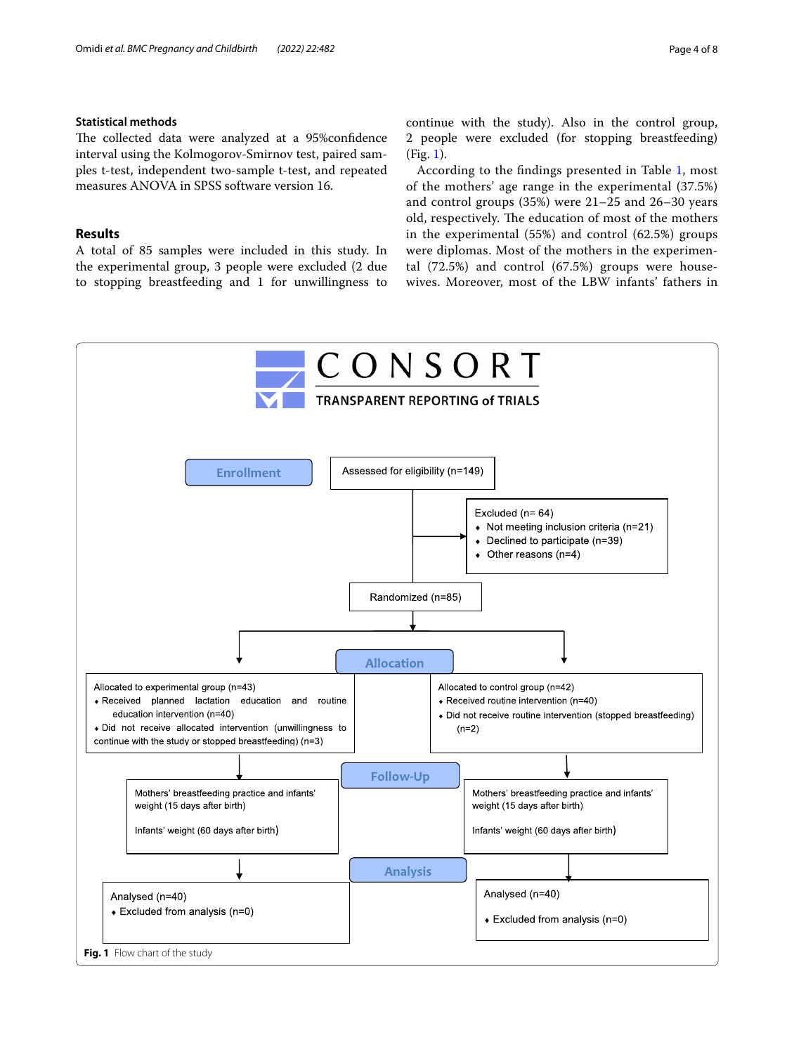### Statistical methods

The collected data were analyzed at a 95%confidence interval using the Kolmogorov-Smirnov test, paired samples t-test, independent two-sample t-test, and repeated measures ANOVA in SPSS software version 16.

## Results

A total of 85 samples were included in this study. In the experimental group, 3 people were excluded (2 due to stopping breastfeeding and 1 for unwillingness to continue with the study). Also in the control group, 2 people were excluded (for stopping breastfeeding) (Fig. 1).

According to the findings presented in Table 1, most of the mothers' age range in the experimental (37.5%) and control groups (35%) were 21–25 and 26–30 years old, respectively. The education of most of the mothers in the experimental (55%) and control (62.5%) groups were diplomas. Most of the mothers in the experimental (72.5%) and control (67.5%) groups were housewives. Moreover, most of the LBW infants' fathers in

CONSORT
TRANSPARENT REPORTING of TRIALS

**Enrollment**

Assessed for eligibility (n=149)

Excluded (n= 64)
- Not meeting inclusion criteria (n=21)
- Declined to participate (n=39)
- Other reasons (n=4)

Randomized (n=85)

**Allocation**

Allocated to experimental group (n=43)
- Received planned lactation education and routine education intervention (n=40)
- Did not receive allocated intervention (unwillingness to continue with the study or stopped breastfeeding) (n=3)

Allocated to control group (n=42)
- Received routine intervention (n=40)
- Did not receive routine intervention (stopped breastfeeding) (n=2)

**Follow-Up**

Mothers' breastfeeding practice and infants' weight (15 days after birth)

Infants' weight (60 days after birth)

Mothers' breastfeeding practice and infants' weight (15 days after birth)

Infants' weight (60 days after birth)

**Analysis**

Analysed (n=40)
- Excluded from analysis (n=0)

Analysed (n=40)
- Excluded from analysis (n=0)

**Fig. 1** Flow chart of the study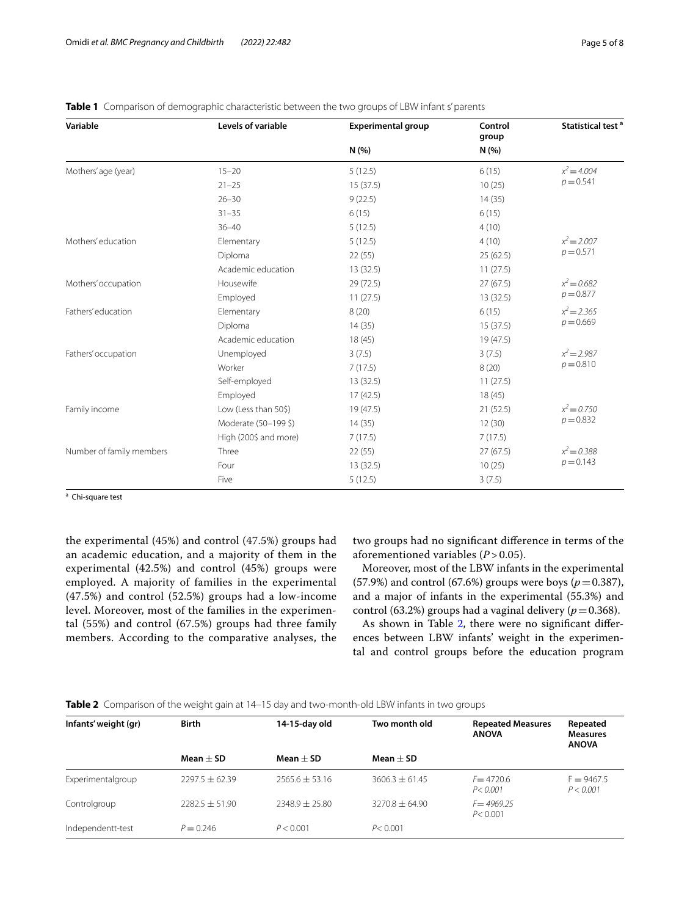**Table 1** Comparison of demographic characteristic between the two groups of LBW infant s' parents

| Variable | Levels of variable | Experimental group N (%) | Control group N (%) | Statistical test [a] |
|---|---|---|---|---|
| Mothers' age (year) | 15–20 | 5 (12.5) | 6 (15) | $x^2 = 4.004$ $p = 0.541$ |
| | 21–25 | 15 (37.5) | 10 (25) | |
| | 26–30 | 9 (22.5) | 14 (35) | |
| | 31–35 | 6 (15) | 6 (15) | |
| | 36–40 | 5 (12.5) | 4 (10) | |
| Mothers' education | Elementary | 5 (12.5) | 4 (10) | $x^2 = 2.007$ $p = 0.571$ |
| | Diploma | 22 (55) | 25 (62.5) | |
| | Academic education | 13 (32.5) | 11 (27.5) | |
| Mothers' occupation | Housewife | 29 (72.5) | 27 (67.5) | $x^2 = 0.682$ $p = 0.877$ |
| | Employed | 11 (27.5) | 13 (32.5) | |
| Fathers' education | Elementary | 8 (20) | 6 (15) | $x^2 = 2.365$ $p = 0.669$ |
| | Diploma | 14 (35) | 15 (37.5) | |
| | Academic education | 18 (45) | 19 (47.5) | |
| Fathers' occupation | Unemployed | 3 (7.5) | 3 (7.5) | $x^2 = 2.987$ $p = 0.810$ |
| | Worker | 7 (17.5) | 8 (20) | |
| | Self-employed | 13 (32.5) | 11 (27.5) | |
| | Employed | 17 (42.5) | 18 (45) | |
| Family income | Low (Less than 50$) | 19 (47.5) | 21 (52.5) | $x^2 = 0.750$ $p = 0.832$ |
| | Moderate (50–199 $) | 14 (35) | 12 (30) | |
| | High (200$ and more) | 7 (17.5) | 7 (17.5) | |
| Number of family members | Three | 22 (55) | 27 (67.5) | $x^2 = 0.388$ $p = 0.143$ |
| | Four | 13 (32.5) | 10 (25) | |
| | Five | 5 (12.5) | 3 (7.5) | |

[a] Chi-square test

the experimental (45%) and control (47.5%) groups had an academic education, and a majority of them in the experimental (42.5%) and control (45%) groups were employed. A majority of families in the experimental (47.5%) and control (52.5%) groups had a low-income level. Moreover, most of the families in the experimental (55%) and control (67.5%) groups had three family members. According to the comparative analyses, the two groups had no significant difference in terms of the aforementioned variables ($P > 0.05$).

Moreover, most of the LBW infants in the experimental (57.9%) and control (67.6%) groups were boys ($p = 0.387$), and a major of infants in the experimental (55.3%) and control (63.2%) groups had a vaginal delivery ($p = 0.368$).

As shown in Table 2, there were no significant differences between LBW infants' weight in the experimental and control groups before the education program

**Table 2** Comparison of the weight gain at 14–15 day and two-month-old LBW infants in two groups

| Infants' weight (gr) | Birth Mean ± SD | 14-15-day old Mean ± SD | Two month old Mean ± SD | Repeated Measures ANOVA | Repeated Measures ANOVA |
|---|---|---|---|---|---|
| Experimentalgroup | 2297.5 ± 62.39 | 2565.6 ± 53.16 | 3606.3 ± 61.45 | $F = 4720.6$ $P < 0.001$ | $F = 9467.5$ $P < 0.001$ |
| Controlgroup | 2282.5 ± 51.90 | 2348.9 ± 25.80 | 3270.8 ± 64.90 | $F = 4969.25$ $P < 0.001$ | |
| Independentt-test | $P = 0.246$ | $P < 0.001$ | $P < 0.001$ | | |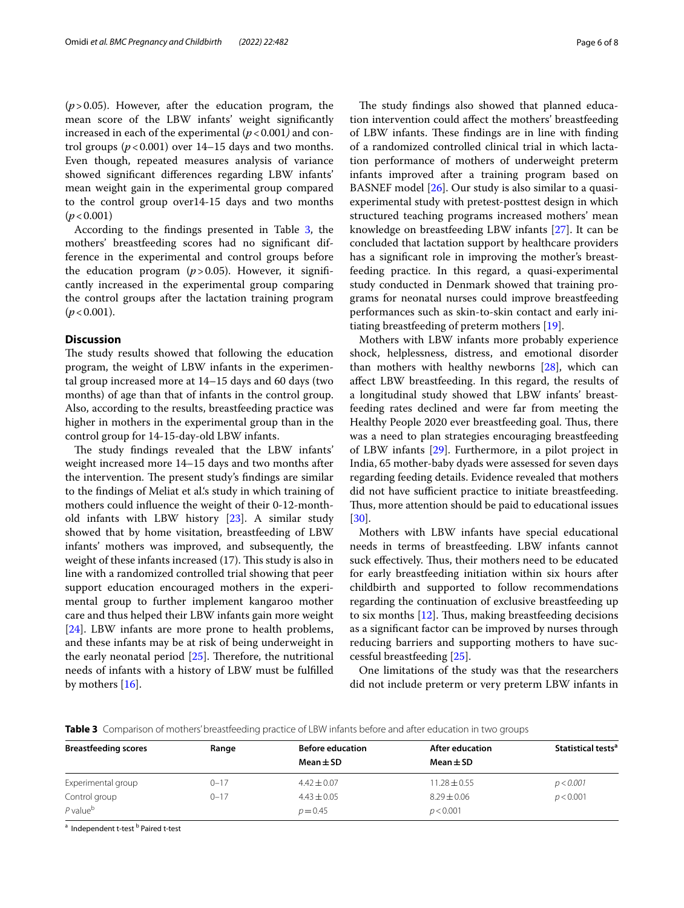($p > 0.05$). However, after the education program, the mean score of the LBW infants' weight significantly increased in each of the experimental ($p < 0.001$) and control groups ($p < 0.001$) over 14–15 days and two months. Even though, repeated measures analysis of variance showed significant differences regarding LBW infants' mean weight gain in the experimental group compared to the control group over14-15 days and two months ($p < 0.001$)

According to the findings presented in Table 3, the mothers' breastfeeding scores had no significant difference in the experimental and control groups before the education program ($p > 0.05$). However, it significantly increased in the experimental group comparing the control groups after the lactation training program ($p < 0.001$).

## Discussion

The study results showed that following the education program, the weight of LBW infants in the experimental group increased more at 14–15 days and 60 days (two months) of age than that of infants in the control group. Also, according to the results, breastfeeding practice was higher in mothers in the experimental group than in the control group for 14-15-day-old LBW infants.

The study findings revealed that the LBW infants' weight increased more 14–15 days and two months after the intervention. The present study's findings are similar to the findings of Meliat et al.'s study in which training of mothers could influence the weight of their 0-12-month-old infants with LBW history [23]. A similar study showed that by home visitation, breastfeeding of LBW infants' mothers was improved, and subsequently, the weight of these infants increased (17). This study is also in line with a randomized controlled trial showing that peer support education encouraged mothers in the experimental group to further implement kangaroo mother care and thus helped their LBW infants gain more weight [24]. LBW infants are more prone to health problems, and these infants may be at risk of being underweight in the early neonatal period [25]. Therefore, the nutritional needs of infants with a history of LBW must be fulfilled by mothers [16].

The study findings also showed that planned education intervention could affect the mothers' breastfeeding of LBW infants. These findings are in line with finding of a randomized controlled clinical trial in which lactation performance of mothers of underweight preterm infants improved after a training program based on BASNEF model [26]. Our study is also similar to a quasi-experimental study with pretest-posttest design in which structured teaching programs increased mothers' mean knowledge on breastfeeding LBW infants [27]. It can be concluded that lactation support by healthcare providers has a significant role in improving the mother's breastfeeding practice. In this regard, a quasi-experimental study conducted in Denmark showed that training programs for neonatal nurses could improve breastfeeding performances such as skin-to-skin contact and early initiating breastfeeding of preterm mothers [19].

Mothers with LBW infants more probably experience shock, helplessness, distress, and emotional disorder than mothers with healthy newborns [28], which can affect LBW breastfeeding. In this regard, the results of a longitudinal study showed that LBW infants' breastfeeding rates declined and were far from meeting the Healthy People 2020 ever breastfeeding goal. Thus, there was a need to plan strategies encouraging breastfeeding of LBW infants [29]. Furthermore, in a pilot project in India, 65 mother-baby dyads were assessed for seven days regarding feeding details. Evidence revealed that mothers did not have sufficient practice to initiate breastfeeding. Thus, more attention should be paid to educational issues [30].

Mothers with LBW infants have special educational needs in terms of breastfeeding. LBW infants cannot suck effectively. Thus, their mothers need to be educated for early breastfeeding initiation within six hours after childbirth and supported to follow recommendations regarding the continuation of exclusive breastfeeding up to six months [12]. Thus, making breastfeeding decisions as a significant factor can be improved by nurses through reducing barriers and supporting mothers to have successful breastfeeding [25].

One limitations of the study was that the researchers did not include preterm or very preterm LBW infants in

**Table 3** Comparison of mothers' breastfeeding practice of LBW infants before and after education in two groups

| Breastfeeding scores | Range | Before education Mean ± SD | After education Mean ± SD | Statistical tests[a] |
|---|---|---|---|---|
| Experimental group | 0–17 | 4.42 ± 0.07 | 11.28 ± 0.55 | $p < 0.001$ |
| Control group | 0–17 | 4.43 ± 0.05 | 8.29 ± 0.06 | $p < 0.001$ |
| P value[b] | | $p = 0.45$ | $p < 0.001$ | |

[a] Independent t-test [b] Paired t-test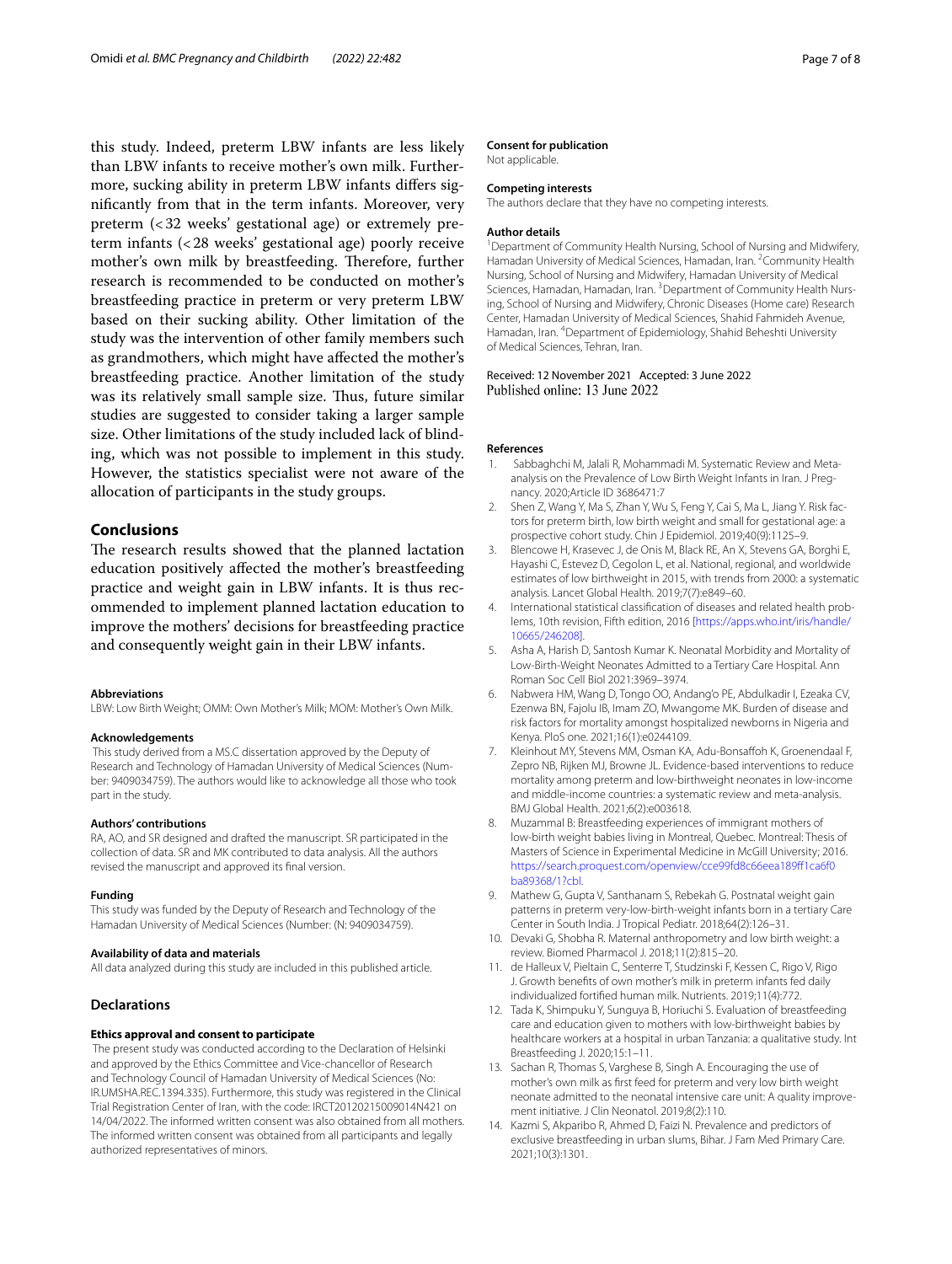this study. Indeed, preterm LBW infants are less likely than LBW infants to receive mother's own milk. Furthermore, sucking ability in preterm LBW infants differs significantly from that in the term infants. Moreover, very preterm (<32 weeks' gestational age) or extremely preterm infants (<28 weeks' gestational age) poorly receive mother's own milk by breastfeeding. Therefore, further research is recommended to be conducted on mother's breastfeeding practice in preterm or very preterm LBW based on their sucking ability. Other limitation of the study was the intervention of other family members such as grandmothers, which might have affected the mother's breastfeeding practice. Another limitation of the study was its relatively small sample size. Thus, future similar studies are suggested to consider taking a larger sample size. Other limitations of the study included lack of blinding, which was not possible to implement in this study. However, the statistics specialist were not aware of the allocation of participants in the study groups.

## Conclusions

The research results showed that the planned lactation education positively affected the mother's breastfeeding practice and weight gain in LBW infants. It is thus recommended to implement planned lactation education to improve the mothers' decisions for breastfeeding practice and consequently weight gain in their LBW infants.

#### Abbreviations

LBW: Low Birth Weight; OMM: Own Mother's Milk; MOM: Mother's Own Milk.

#### Acknowledgements

This study derived from a MS.C dissertation approved by the Deputy of Research and Technology of Hamadan University of Medical Sciences (Number: 9409034759). The authors would like to acknowledge all those who took part in the study.

#### Authors' contributions

RA, AO, and SR designed and drafted the manuscript. SR participated in the collection of data. SR and MK contributed to data analysis. All the authors revised the manuscript and approved its final version.

#### Funding

This study was funded by the Deputy of Research and Technology of the Hamadan University of Medical Sciences (Number: (N: 9409034759).

#### Availability of data and materials

All data analyzed during this study are included in this published article.

## Declarations

#### Ethics approval and consent to participate

The present study was conducted according to the Declaration of Helsinki and approved by the Ethics Committee and Vice-chancellor of Research and Technology Council of Hamadan University of Medical Sciences (No: IR.UMSHA.REC.1394.335). Furthermore, this study was registered in the Clinical Trial Registration Center of Iran, with the code: IRCT20120215009014N421 on 14/04/2022. The informed written consent was also obtained from all mothers. The informed written consent was obtained from all participants and legally authorized representatives of minors.

#### Consent for publication

Not applicable.

#### Competing interests

The authors declare that they have no competing interests.

#### Author details

[1]Department of Community Health Nursing, School of Nursing and Midwifery, Hamadan University of Medical Sciences, Hamadan, Iran. [2]Community Health Nursing, School of Nursing and Midwifery, Hamadan University of Medical Sciences, Hamadan, Hamadan, Iran. [3]Department of Community Health Nursing, School of Nursing and Midwifery, Chronic Diseases (Home care) Research Center, Hamadan University of Medical Sciences, Shahid Fahmideh Avenue, Hamadan, Iran. [4]Department of Epidemiology, Shahid Beheshti University of Medical Sciences, Tehran, Iran.

Received: 12 November 2021 Accepted: 3 June 2022
Published online: 13 June 2022

#### References

1. Sabbaghchi M, Jalali R, Mohammadi M. Systematic Review and Meta-analysis on the Prevalence of Low Birth Weight Infants in Iran. J Pregnancy. 2020;Article ID 3686471:7
2. Shen Z, Wang Y, Ma S, Zhan Y, Wu S, Feng Y, Cai S, Ma L, Jiang Y. Risk factors for preterm birth, low birth weight and small for gestational age: a prospective cohort study. Chin J Epidemiol. 2019;40(9):1125–9.
3. Blencowe H, Krasevec J, de Onis M, Black RE, An X, Stevens GA, Borghi E, Hayashi C, Estevez D, Cegolon L, et al. National, regional, and worldwide estimates of low birthweight in 2015, with trends from 2000: a systematic analysis. Lancet Global Health. 2019;7(7):e849–60.
4. International statistical classification of diseases and related health problems, 10th revision, Fifth edition, 2016 [https://apps.who.int/iris/handle/10665/246208].
5. Asha A, Harish D, Santosh Kumar K. Neonatal Morbidity and Mortality of Low-Birth-Weight Neonates Admitted to a Tertiary Care Hospital. Ann Roman Soc Cell Biol 2021:3969–3974.
6. Nabwera HM, Wang D, Tongo OO, Andang'o PE, Abdulkadir I, Ezeaka CV, Ezenwa BN, Fajolu IB, Imam ZO, Mwangome MK. Burden of disease and risk factors for mortality amongst hospitalized newborns in Nigeria and Kenya. PloS one. 2021;16(1):e0244109.
7. Kleinhout MY, Stevens MM, Osman KA, Adu-Bonsaffoh K, Groenendaal F, Zepro NB, Rijken MJ, Browne JL. Evidence-based interventions to reduce mortality among preterm and low-birthweight neonates in low-income and middle-income countries: a systematic review and meta-analysis. BMJ Global Health. 2021;6(2):e003618.
8. Muzammal B: Breastfeeding experiences of immigrant mothers of low-birth weight babies living in Montreal, Quebec. Montreal: Thesis of Masters of Science in Experimental Medicine in McGill University; 2016. https://search.proquest.com/openview/cce99fd8c66eea189ff1ca6f0ba89368/1?cbl.
9. Mathew G, Gupta V, Santhanam S, Rebekah G. Postnatal weight gain patterns in preterm very-low-birth-weight infants born in a tertiary Care Center in South India. J Tropical Pediatr. 2018;64(2):126–31.
10. Devaki G, Shobha R. Maternal anthropometry and low birth weight: a review. Biomed Pharmacol J. 2018;11(2):815–20.
11. de Halleux V, Pieltain C, Senterre T, Studzinski F, Kessen C, Rigo V, Rigo J. Growth benefits of own mother's milk in preterm infants fed daily individualized fortified human milk. Nutrients. 2019;11(4):772.
12. Tada K, Shimpuku Y, Sunguya B, Horiuchi S. Evaluation of breastfeeding care and education given to mothers with low-birthweight babies by healthcare workers at a hospital in urban Tanzania: a qualitative study. Int Breastfeeding J. 2020;15:1–11.
13. Sachan R, Thomas S, Varghese B, Singh A. Encouraging the use of mother's own milk as first feed for preterm and very low birth weight neonate admitted to the neonatal intensive care unit: A quality improvement initiative. J Clin Neonatol. 2019;8(2):110.
14. Kazmi S, Akparibo R, Ahmed D, Faizi N. Prevalence and predictors of exclusive breastfeeding in urban slums, Bihar. J Fam Med Primary Care. 2021;10(3):1301.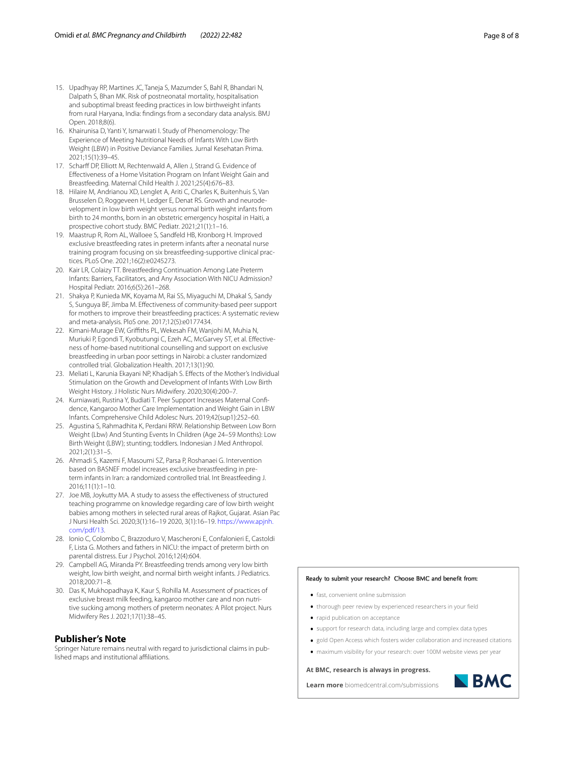15. Upadhyay RP, Martines JC, Taneja S, Mazumder S, Bahl R, Bhandari N, Dalpath S, Bhan MK. Risk of postneonatal mortality, hospitalisation and suboptimal breast feeding practices in low birthweight infants from rural Haryana, India: findings from a secondary data analysis. BMJ Open. 2018;8(6).
16. Khairunisa D, Yanti Y, Ismarwati I. Study of Phenomenology: The Experience of Meeting Nutritional Needs of Infants With Low Birth Weight (LBW) in Positive Deviance Families. Jurnal Kesehatan Prima. 2021;15(1):39–45.
17. Scharff DP, Elliott M, Rechtenwald A, Allen J, Strand G. Evidence of Effectiveness of a Home Visitation Program on Infant Weight Gain and Breastfeeding. Maternal Child Health J. 2021;25(4):676–83.
18. Hilaire M, Andrianou XD, Lenglet A, Ariti C, Charles K, Buitenhuis S, Van Brusselen D, Roggeveen H, Ledger E, Denat RS. Growth and neurodevelopment in low birth weight versus normal birth weight infants from birth to 24 months, born in an obstetric emergency hospital in Haiti, a prospective cohort study. BMC Pediatr. 2021;21(1):1–16.
19. Maastrup R, Rom AL, Walloee S, Sandfeld HB, Kronborg H. Improved exclusive breastfeeding rates in preterm infants after a neonatal nurse training program focusing on six breastfeeding-supportive clinical practices. PLoS One. 2021;16(2):e0245273.
20. Kair LR, Colaizy TT. Breastfeeding Continuation Among Late Preterm Infants: Barriers, Facilitators, and Any Association With NICU Admission? Hospital Pediatr. 2016;6(5):261–268.
21. Shakya P, Kunieda MK, Koyama M, Rai SS, Miyaguchi M, Dhakal S, Sandy S, Sunguya BF, Jimba M. Effectiveness of community-based peer support for mothers to improve their breastfeeding practices: A systematic review and meta-analysis. PloS one. 2017;12(5):e0177434.
22. Kimani-Murage EW, Griffiths PL, Wekesah FM, Wanjohi M, Muhia N, Muriuki P, Egondi T, Kyobutungi C, Ezeh AC, McGarvey ST, et al. Effectiveness of home-based nutritional counselling and support on exclusive breastfeeding in urban poor settings in Nairobi: a cluster randomized controlled trial. Globalization Health. 2017;13(1):90.
23. Meliati L, Karunia Ekayani NP, Khadijah S. Effects of the Mother's Individual Stimulation on the Growth and Development of Infants With Low Birth Weight History. J Holistic Nurs Midwifery. 2020;30(4):200–7.
24. Kurniawati, Rustina Y, Budiati T. Peer Support Increases Maternal Confidence, Kangaroo Mother Care Implementation and Weight Gain in LBW Infants. Comprehensive Child Adolesc Nurs. 2019;42(sup1):252–60.
25. Agustina S, Rahmadhita K, Perdani RRW. Relationship Between Low Born Weight (Lbw) And Stunting Events In Children (Age 24–59 Months): Low Birth Weight (LBW); stunting; toddlers. Indonesian J Med Anthropol. 2021;2(1):31–5.
26. Ahmadi S, Kazemi F, Masoumi SZ, Parsa P, Roshanaei G. Intervention based on BASNEF model increases exclusive breastfeeding in preterm infants in Iran: a randomized controlled trial. Int Breastfeeding J. 2016;11(1):1–10.
27. Joe MB, Joykutty MA. A study to assess the effectiveness of structured teaching programme on knowledge regarding care of low birth weight babies among mothers in selected rural areas of Rajkot, Gujarat. Asian Pac J Nursi Health Sci. 2020;3(1):16–19 2020, 3(1):16–19. https://www.apjnh.com/pdf/13.
28. Ionio C, Colombo C, Brazzoduro V, Mascheroni E, Confalonieri E, Castoldi F, Lista G. Mothers and fathers in NICU: the impact of preterm birth on parental distress. Eur J Psychol. 2016;12(4):604.
29. Campbell AG, Miranda PY. Breastfeeding trends among very low birth weight, low birth weight, and normal birth weight infants. J Pediatrics. 2018;200:71–8.
30. Das K, Mukhopadhaya K, Kaur S, Rohilla M. Assessment of practices of exclusive breast milk feeding, kangaroo mother care and non nutritive sucking among mothers of preterm neonates: A Pilot project. Nurs Midwifery Res J. 2021;17(1):38–45.

## Publisher's Note

Springer Nature remains neutral with regard to jurisdictional claims in published maps and institutional affiliations.

Ready to submit your research? Choose BMC and benefit from:

- fast, convenient online submission
- thorough peer review by experienced researchers in your field
- rapid publication on acceptance
- support for research data, including large and complex data types
- gold Open Access which fosters wider collaboration and increased citations
- maximum visibility for your research: over 100M website views per year

**At BMC, research is always in progress.**

**Learn more** biomedcentral.com/submissions

BMC